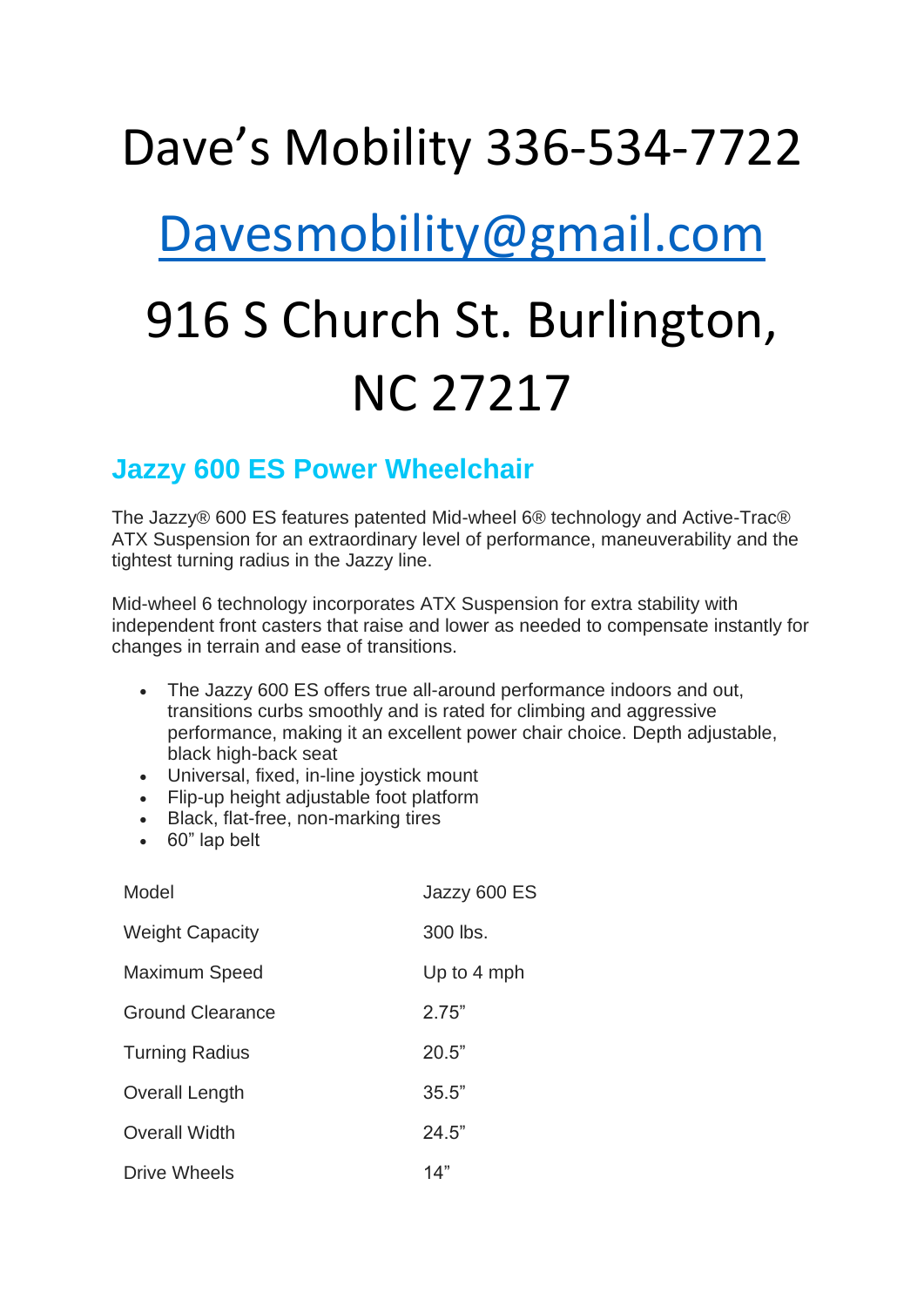# Dave's Mobility 336-534-7722

# Davesmobility@gmail.com

# 916 S Church St. Burlington, NC 27217

## Jazzy 600 ES Power Wheelchair

The Jazzy® 600 ES features patented Mid-wheel 6® technology and Active-Trac® ATX Suspension for an extraordinary level of performance, maneuverability and the tightest turning radius in the Jazzy line.

Mid-wheel 6 technology incorporates ATX Suspension for extra stability with independent front casters that raise and lower as needed to compensate instantly for changes in terrain and ease of transitions.

- The Jazzy 600 ES offers true all-around performance indoors and out, transitions curbs smoothly and is rated for climbing and aggressive performance, making it an excellent power chair choice. Depth adjustable, black high-back seat
- Universal, fixed, in-line joystick mount
- Flip-up height adjustable foot platform
- Black, flat-free, non-marking tires
- 60" lap belt

| Model | Jazzy 600 ES |
|---|---|
| Weight Capacity | 300 lbs. |
| Maximum Speed | Up to 4 mph |
| Ground Clearance | 2.75" |
| Turning Radius | 20.5" |
| Overall Length | 35.5" |
| Overall Width | 24.5" |
| Drive Wheels | 14" |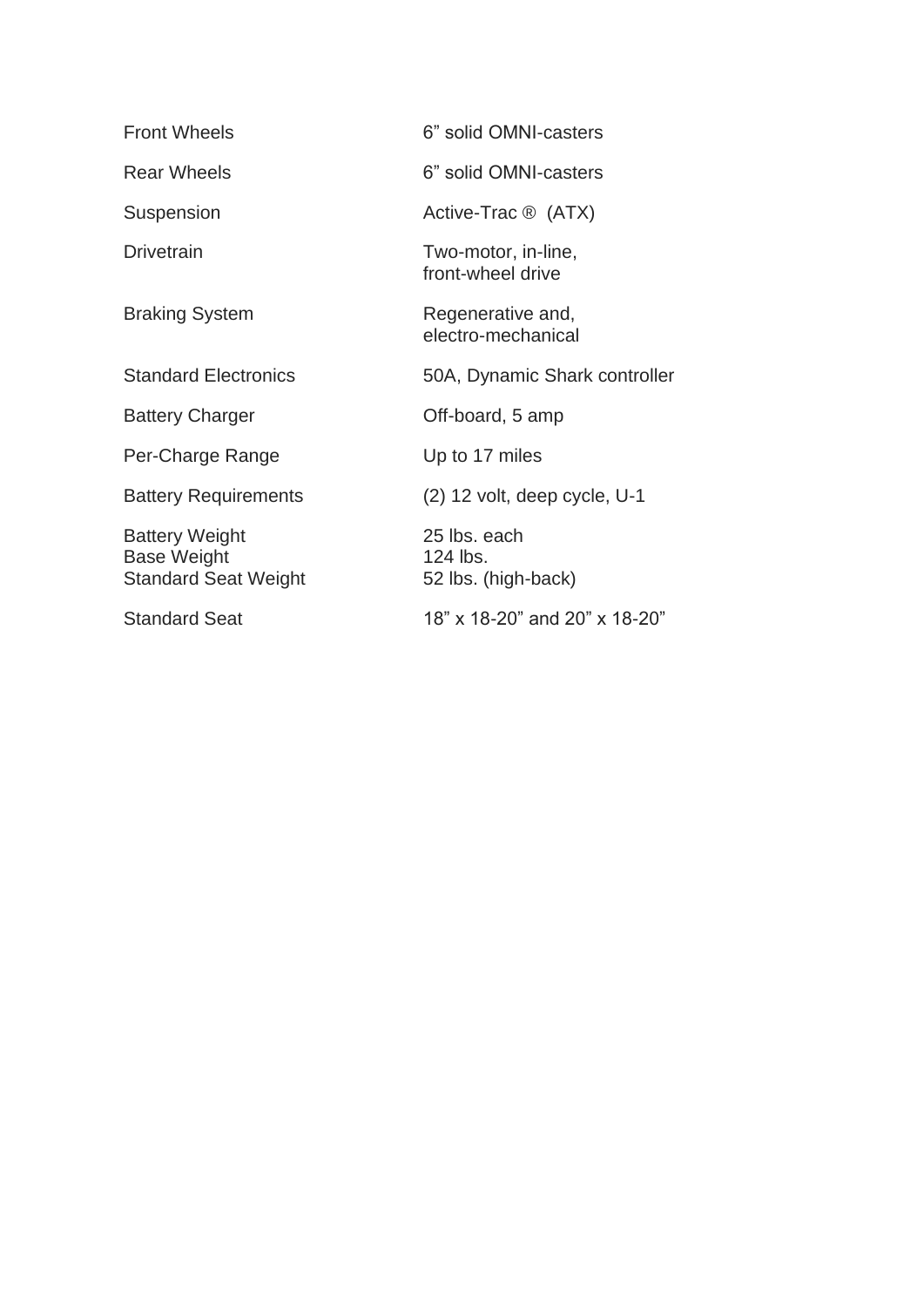| | |
|---|---|
| Front Wheels | 6” solid OMNI-casters |
| Rear Wheels | 6” solid OMNI-casters |
| Suspension | Active-Trac ® (ATX) |
| Drivetrain | Two-motor, in-line, front-wheel drive |
| Braking System | Regenerative and, electro-mechanical |
| Standard Electronics | 50A, Dynamic Shark controller |
| Battery Charger | Off-board, 5 amp |
| Per-Charge Range | Up to 17 miles |
| Battery Requirements | (2) 12 volt, deep cycle, U-1 |
| Battery Weight | 25 lbs. each |
| Base Weight | 124 lbs. |
| Standard Seat Weight | 52 lbs. (high-back) |
| Standard Seat | 18” x 18-20” and 20” x 18-20” |